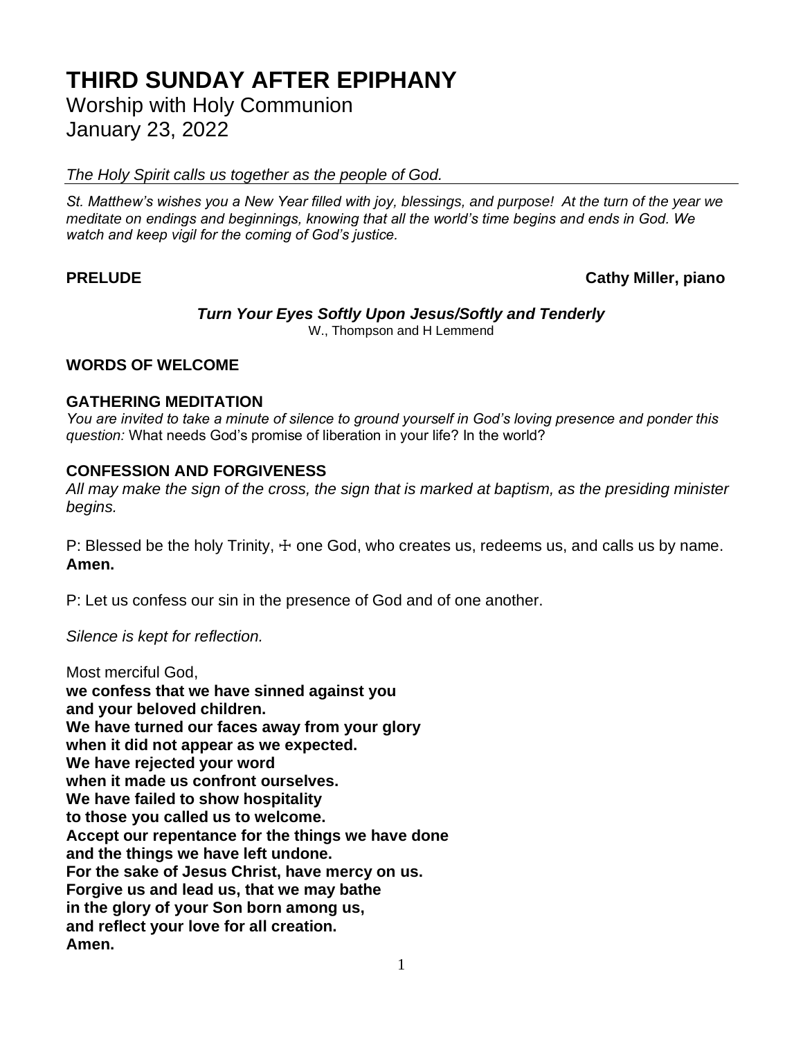# THIRD SUNDAY AFTER EPIPHANY

Worship with Holy Communion
January 23, 2022

*The Holy Spirit calls us together as the people of God.*

*St. Matthew's wishes you a New Year filled with joy, blessings, and purpose! At the turn of the year we meditate on endings and beginnings, knowing that all the world's time begins and ends in God. We watch and keep vigil for the coming of God's justice.*

**PRELUDE** **Cathy Miller, piano**

***Turn Your Eyes Softly Upon Jesus/Softly and Tenderly***
W., Thompson and H Lemmend

**WORDS OF WELCOME**

**GATHERING MEDITATION**
*You are invited to take a minute of silence to ground yourself in God's loving presence and ponder this question:* What needs God's promise of liberation in your life? In the world?

**CONFESSION AND FORGIVENESS**
*All may make the sign of the cross, the sign that is marked at baptism, as the presiding minister begins.*

P: Blessed be the holy Trinity, ☩ one God, who creates us, redeems us, and calls us by name.
**Amen.**

P: Let us confess our sin in the presence of God and of one another.

*Silence is kept for reflection.*

Most merciful God,
**we confess that we have sinned against you**
**and your beloved children.**
**We have turned our faces away from your glory**
**when it did not appear as we expected.**
**We have rejected your word**
**when it made us confront ourselves.**
**We have failed to show hospitality**
**to those you called us to welcome.**
**Accept our repentance for the things we have done**
**and the things we have left undone.**
**For the sake of Jesus Christ, have mercy on us.**
**Forgive us and lead us, that we may bathe**
**in the glory of your Son born among us,**
**and reflect your love for all creation.**
**Amen.**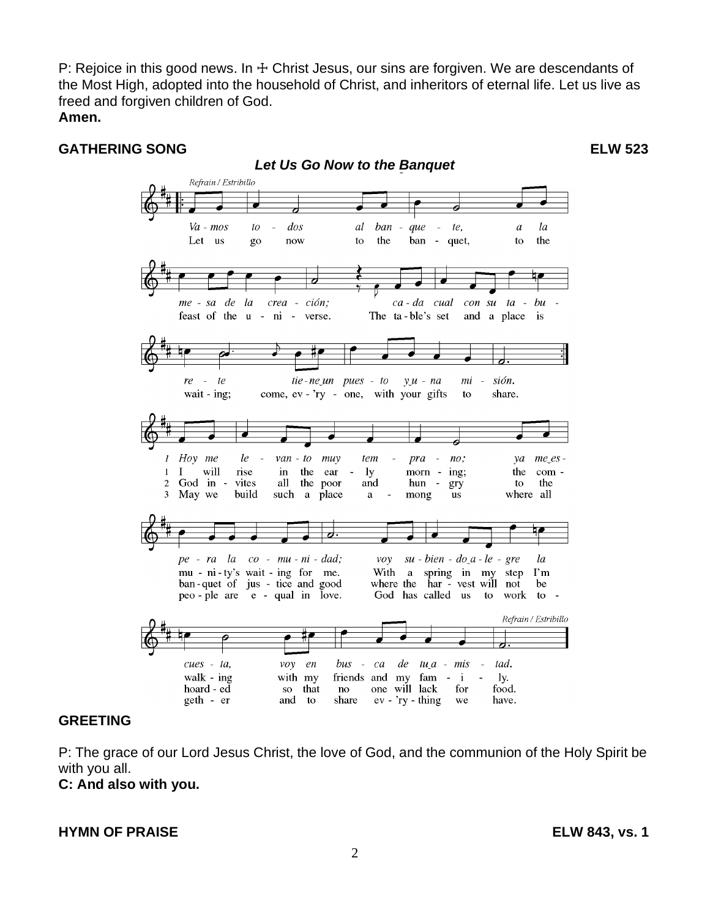P: Rejoice in this good news. In ☩ Christ Jesus, our sins are forgiven. We are descendants of the Most High, adopted into the household of Christ, and inheritors of eternal life. Let us live as freed and forgiven children of God.
**Amen.**

**GATHERING SONG** **ELW 523**

***Let Us Go Now to the Banquet***

**GREETING**

P: The grace of our Lord Jesus Christ, the love of God, and the communion of the Holy Spirit be with you all.
**C: And also with you.**

**HYMN OF PRAISE** **ELW 843, vs. 1**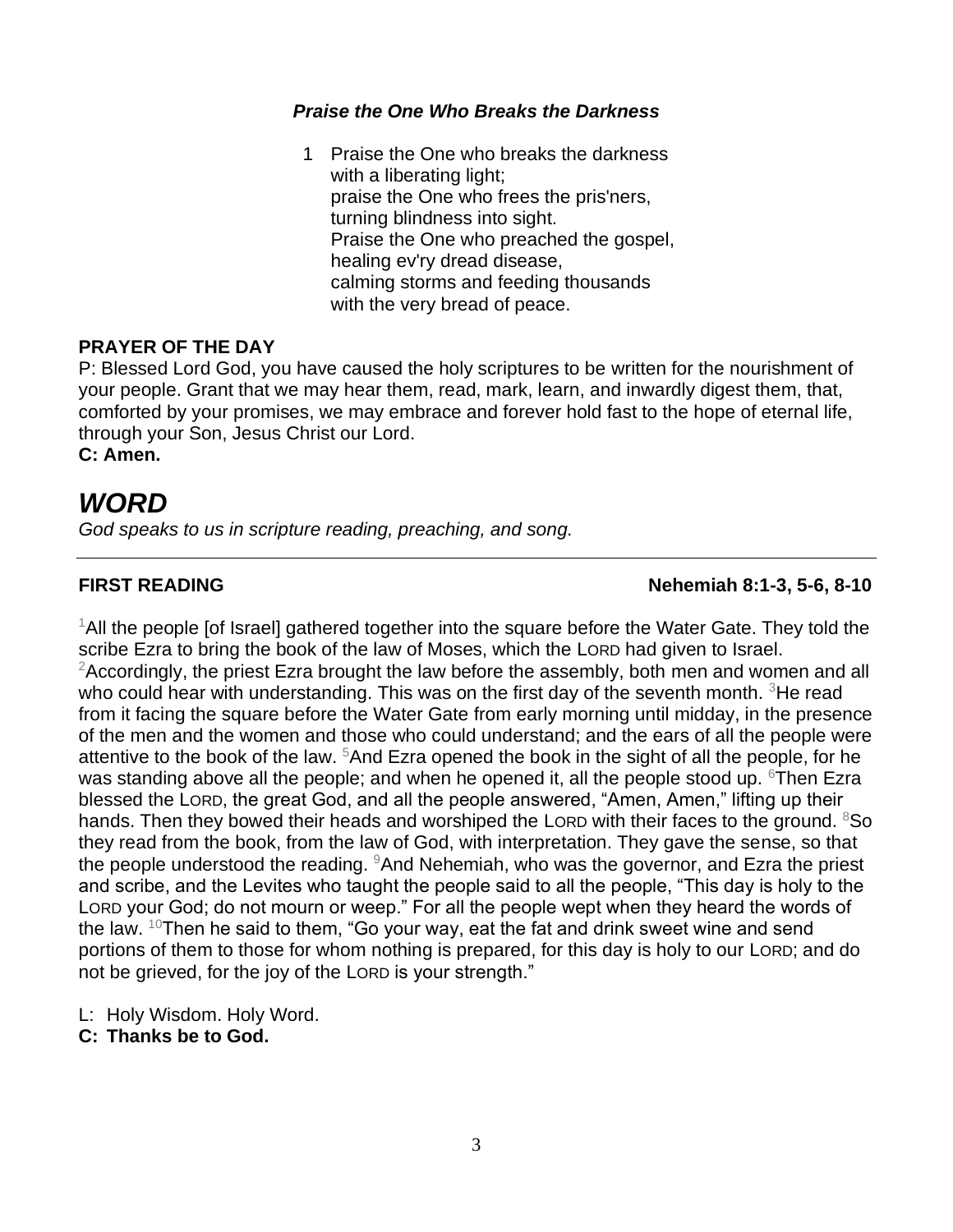***Praise the One Who Breaks the Darkness***

1 Praise the One who breaks the darkness
with a liberating light;
praise the One who frees the pris'ners,
turning blindness into sight.
Praise the One who preached the gospel,
healing ev'ry dread disease,
calming storms and feeding thousands
with the very bread of peace.

**PRAYER OF THE DAY**

P: Blessed Lord God, you have caused the holy scriptures to be written for the nourishment of your people. Grant that we may hear them, read, mark, learn, and inwardly digest them, that, comforted by your promises, we may embrace and forever hold fast to the hope of eternal life, through your Son, Jesus Christ our Lord.

**C: Amen.**

# *WORD*

*God speaks to us in scripture reading, preaching, and song.*

---

**FIRST READING** **Nehemiah 8:1-3, 5-6, 8-10**

[1]All the people [of Israel] gathered together into the square before the Water Gate. They told the scribe Ezra to bring the book of the law of Moses, which the LORD had given to Israel. [2]Accordingly, the priest Ezra brought the law before the assembly, both men and women and all who could hear with understanding. This was on the first day of the seventh month. [3]He read from it facing the square before the Water Gate from early morning until midday, in the presence of the men and the women and those who could understand; and the ears of all the people were attentive to the book of the law. [5]And Ezra opened the book in the sight of all the people, for he was standing above all the people; and when he opened it, all the people stood up. [6]Then Ezra blessed the LORD, the great God, and all the people answered, "Amen, Amen," lifting up their hands. Then they bowed their heads and worshiped the LORD with their faces to the ground. [8]So they read from the book, from the law of God, with interpretation. They gave the sense, so that the people understood the reading. [9]And Nehemiah, who was the governor, and Ezra the priest and scribe, and the Levites who taught the people said to all the people, "This day is holy to the LORD your God; do not mourn or weep." For all the people wept when they heard the words of the law. [10]Then he said to them, "Go your way, eat the fat and drink sweet wine and send portions of them to those for whom nothing is prepared, for this day is holy to our LORD; and do not be grieved, for the joy of the LORD is your strength."

L: Holy Wisdom. Holy Word.
**C: Thanks be to God.**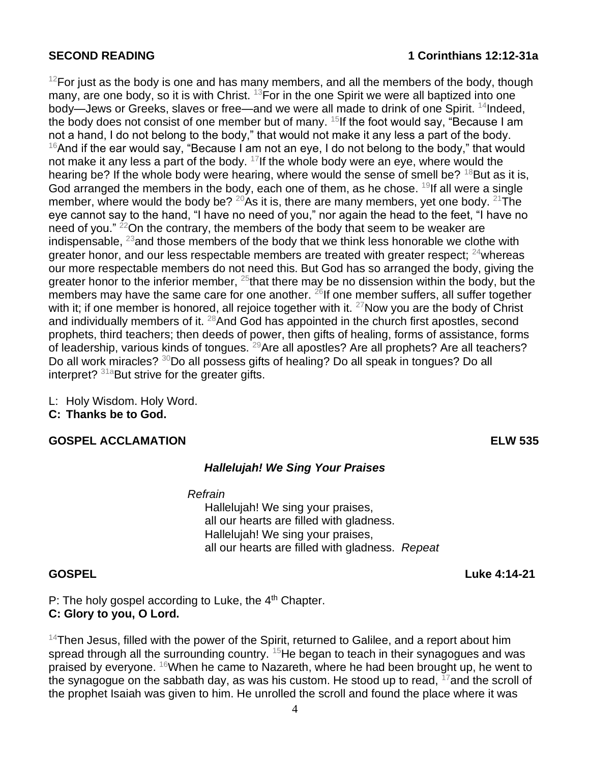**SECOND READING** **1 Corinthians 12:12-31a**

[12]For just as the body is one and has many members, and all the members of the body, though many, are one body, so it is with Christ. [13]For in the one Spirit we were all baptized into one body—Jews or Greeks, slaves or free—and we were all made to drink of one Spirit. [14]Indeed, the body does not consist of one member but of many. [15]If the foot would say, "Because I am not a hand, I do not belong to the body," that would not make it any less a part of the body. [16]And if the ear would say, "Because I am not an eye, I do not belong to the body," that would not make it any less a part of the body. [17]If the whole body were an eye, where would the hearing be? If the whole body were hearing, where would the sense of smell be? [18]But as it is, God arranged the members in the body, each one of them, as he chose. [19]If all were a single member, where would the body be? [20]As it is, there are many members, yet one body. [21]The eye cannot say to the hand, "I have no need of you," nor again the head to the feet, "I have no need of you." [22]On the contrary, the members of the body that seem to be weaker are indispensable, [23]and those members of the body that we think less honorable we clothe with greater honor, and our less respectable members are treated with greater respect; [24]whereas our more respectable members do not need this. But God has so arranged the body, giving the greater honor to the inferior member, [25]that there may be no dissension within the body, but the members may have the same care for one another. [26]If one member suffers, all suffer together with it; if one member is honored, all rejoice together with it. [27]Now you are the body of Christ and individually members of it. [28]And God has appointed in the church first apostles, second prophets, third teachers; then deeds of power, then gifts of healing, forms of assistance, forms of leadership, various kinds of tongues. [29]Are all apostles? Are all prophets? Are all teachers? Do all work miracles? [30]Do all possess gifts of healing? Do all speak in tongues? Do all interpret? [31a]But strive for the greater gifts.

L: Holy Wisdom. Holy Word.
**C: Thanks be to God.**

**GOSPEL ACCLAMATION** **ELW 535**

***Hallelujah! We Sing Your Praises***

*Refrain*
Hallelujah! We sing your praises,
all our hearts are filled with gladness.
Hallelujah! We sing your praises,
all our hearts are filled with gladness. *Repeat*

**GOSPEL** **Luke 4:14-21**

P: The holy gospel according to Luke, the 4th Chapter.
**C: Glory to you, O Lord.**

[14]Then Jesus, filled with the power of the Spirit, returned to Galilee, and a report about him spread through all the surrounding country. [15]He began to teach in their synagogues and was praised by everyone. [16]When he came to Nazareth, where he had been brought up, he went to the synagogue on the sabbath day, as was his custom. He stood up to read, [17]and the scroll of the prophet Isaiah was given to him. He unrolled the scroll and found the place where it was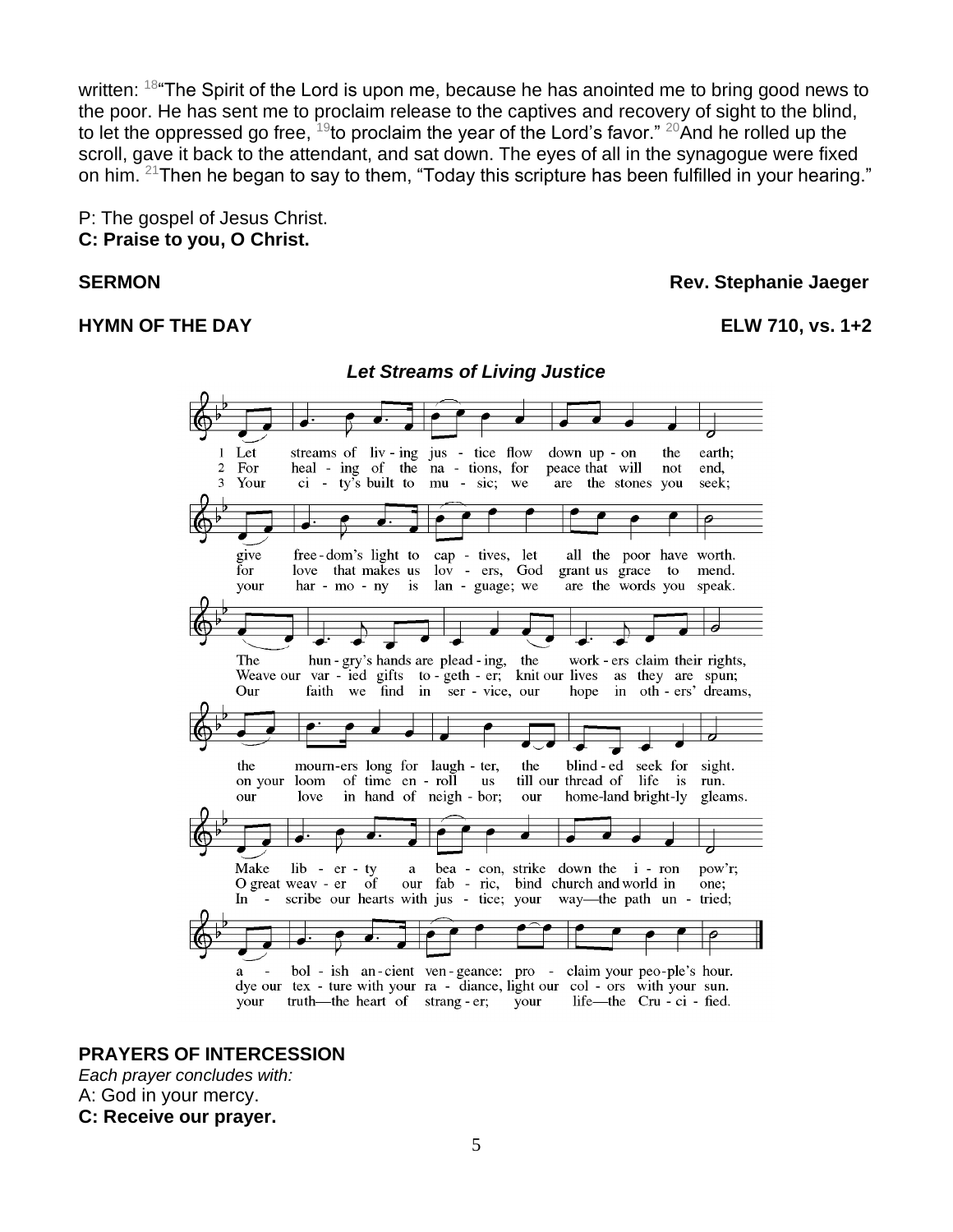written: [18]"The Spirit of the Lord is upon me, because he has anointed me to bring good news to the poor. He has sent me to proclaim release to the captives and recovery of sight to the blind, to let the oppressed go free, [19]to proclaim the year of the Lord's favor." [20]And he rolled up the scroll, gave it back to the attendant, and sat down. The eyes of all in the synagogue were fixed on him. [21]Then he began to say to them, "Today this scripture has been fulfilled in your hearing."

P: The gospel of Jesus Christ.
**C: Praise to you, O Christ.**

**SERMON** **Rev. Stephanie Jaeger**

**HYMN OF THE DAY** **ELW 710, vs. 1+2**

***Let Streams of Living Justice***

1 Let streams of living justice flow down upon the earth; give freedom's light to captives, let all the poor have worth. The hungry's hands are pleading, the workers claim their rights, the mourners long for laughter, the blinded seek for sight. Make liberty a beacon, strike down the iron pow'r; abolish ancient vengeance: proclaim your people's hour.

2 For healing of the nations, for peace that will not end, for love that makes us lovers, God grant us grace to mend. Weave our varied gifts together; knit our lives as they are spun; on your loom of time enroll us till our thread of life is run. O great weaver of our fabric, bind church and world in one; dye our texture with your radiance, light our colors with your sun.

3 Your city's built to music; we are the stones you seek; your harmony is language; we are the words you speak. Our faith we find in service, our hope in others' dreams, our love in hand of neighbor; our homeland brightly gleams. Inscribe our hearts with justice; your way—the path untried; your truth—the heart of stranger; your life—the Crucified.

**PRAYERS OF INTERCESSION**
*Each prayer concludes with:*
A: God in your mercy.
**C: Receive our prayer.**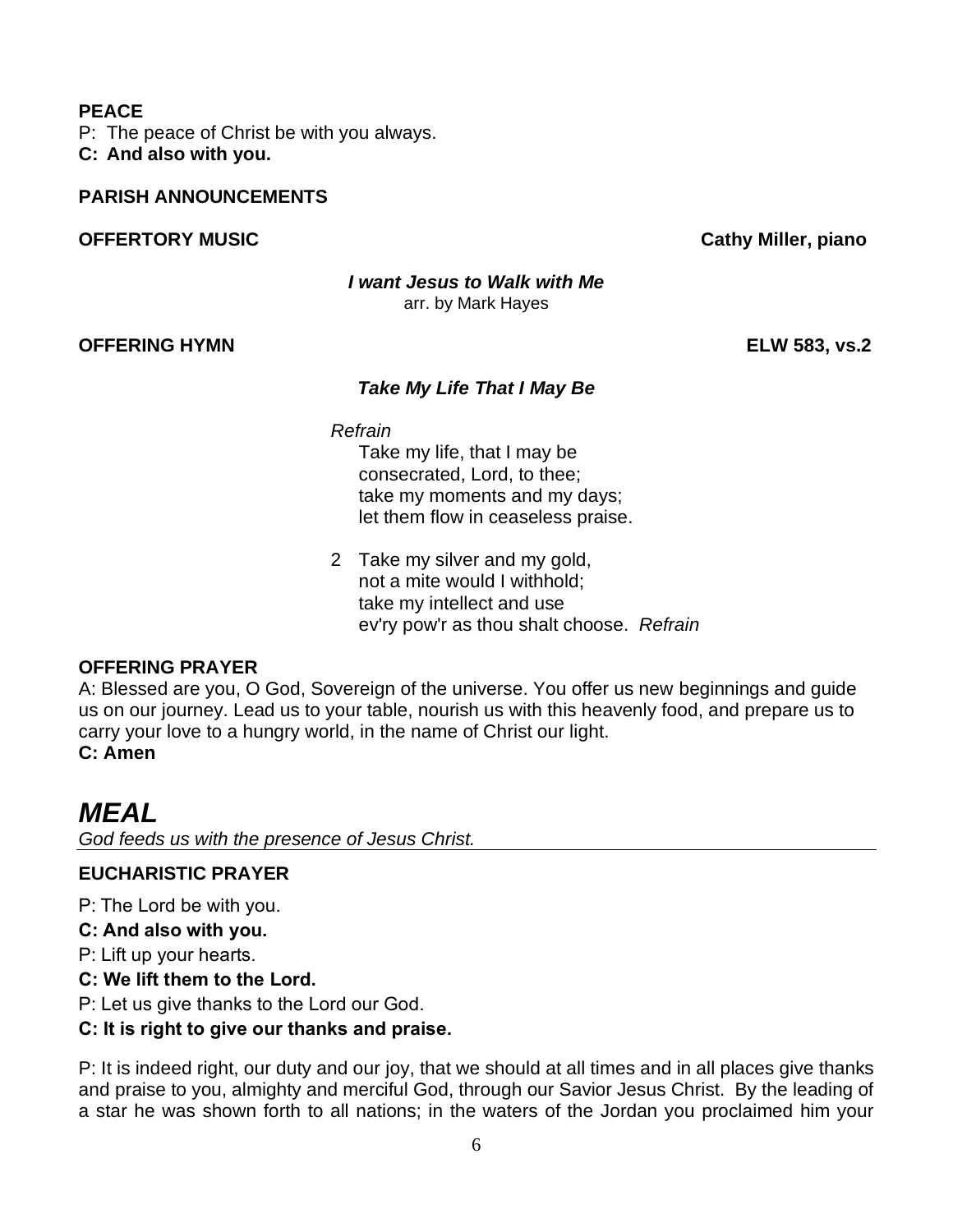**PEACE**

P: The peace of Christ be with you always.
**C: And also with you.**

**PARISH ANNOUNCEMENTS**

**OFFERTORY MUSIC** **Cathy Miller, piano**

***I want Jesus to Walk with Me***
arr. by Mark Hayes

**OFFERING HYMN** **ELW 583, vs.2**

***Take My Life That I May Be***

*Refrain*
Take my life, that I may be
consecrated, Lord, to thee;
take my moments and my days;
let them flow in ceaseless praise.

2 Take my silver and my gold,
not a mite would I withhold;
take my intellect and use
ev'ry pow'r as thou shalt choose. *Refrain*

**OFFERING PRAYER**

A: Blessed are you, O God, Sovereign of the universe. You offer us new beginnings and guide us on our journey. Lead us to your table, nourish us with this heavenly food, and prepare us to carry your love to a hungry world, in the name of Christ our light.
**C: Amen**

# *MEAL*

*God feeds us with the presence of Jesus Christ.*

**EUCHARISTIC PRAYER**

P: The Lord be with you.

**C: And also with you.**

P: Lift up your hearts.

**C: We lift them to the Lord.**

P: Let us give thanks to the Lord our God.

**C: It is right to give our thanks and praise.**

P: It is indeed right, our duty and our joy, that we should at all times and in all places give thanks and praise to you, almighty and merciful God, through our Savior Jesus Christ. By the leading of a star he was shown forth to all nations; in the waters of the Jordan you proclaimed him your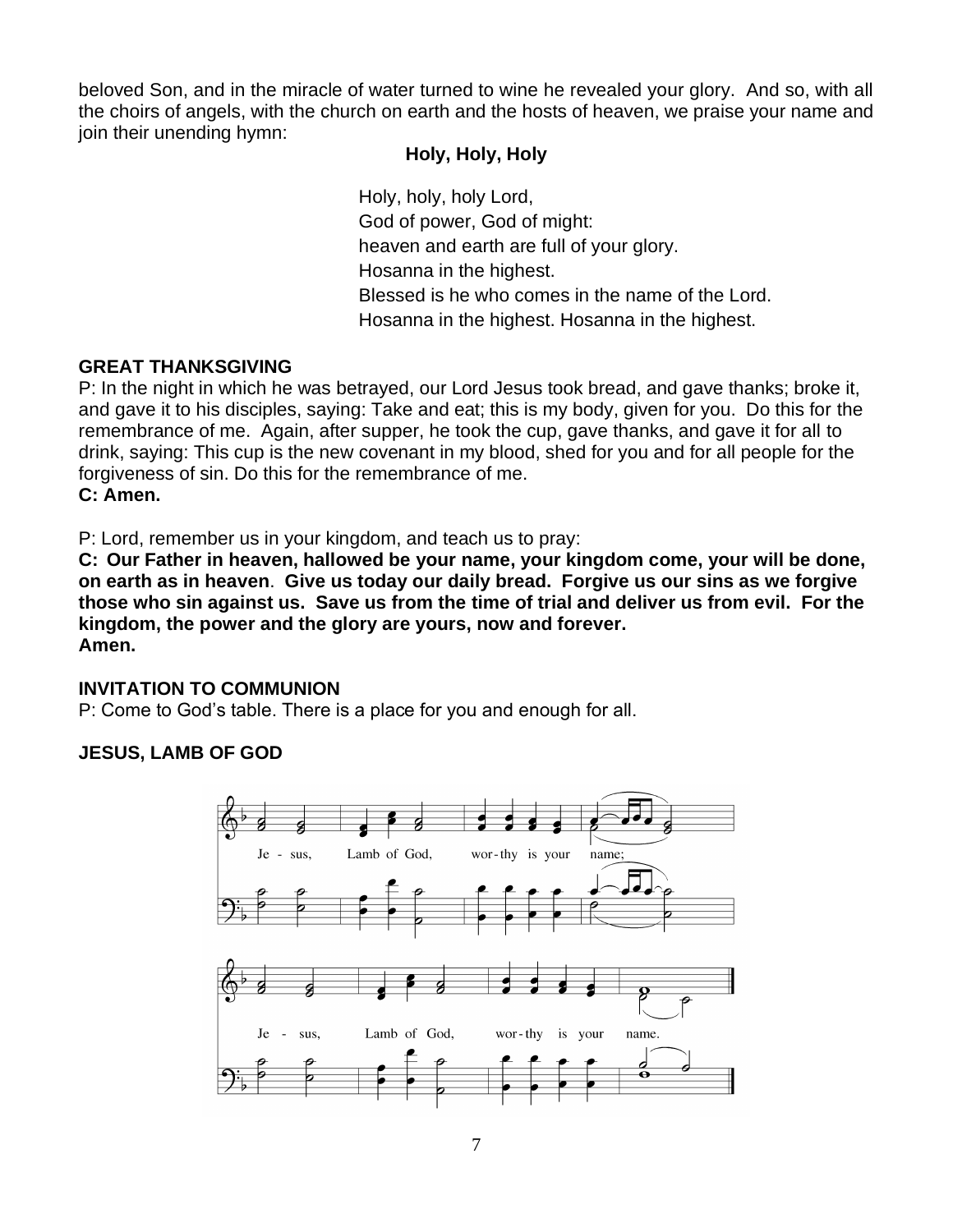beloved Son, and in the miracle of water turned to wine he revealed your glory. And so, with all the choirs of angels, with the church on earth and the hosts of heaven, we praise your name and join their unending hymn:

**Holy, Holy, Holy**

Holy, holy, holy Lord,
God of power, God of might:
heaven and earth are full of your glory.
Hosanna in the highest.
Blessed is he who comes in the name of the Lord.
Hosanna in the highest. Hosanna in the highest.

**GREAT THANKSGIVING**

P: In the night in which he was betrayed, our Lord Jesus took bread, and gave thanks; broke it, and gave it to his disciples, saying: Take and eat; this is my body, given for you. Do this for the remembrance of me. Again, after supper, he took the cup, gave thanks, and gave it for all to drink, saying: This cup is the new covenant in my blood, shed for you and for all people for the forgiveness of sin. Do this for the remembrance of me.
**C: Amen.**

P: Lord, remember us in your kingdom, and teach us to pray:
**C: Our Father in heaven, hallowed be your name, your kingdom come, your will be done, on earth as in heaven. Give us today our daily bread. Forgive us our sins as we forgive those who sin against us. Save us from the time of trial and deliver us from evil. For the kingdom, the power and the glory are yours, now and forever.**
**Amen.**

**INVITATION TO COMMUNION**

P: Come to God's table. There is a place for you and enough for all.

**JESUS, LAMB OF GOD**

Je - sus, Lamb of God, wor-thy is your name;
Je - sus, Lamb of God, wor-thy is your name.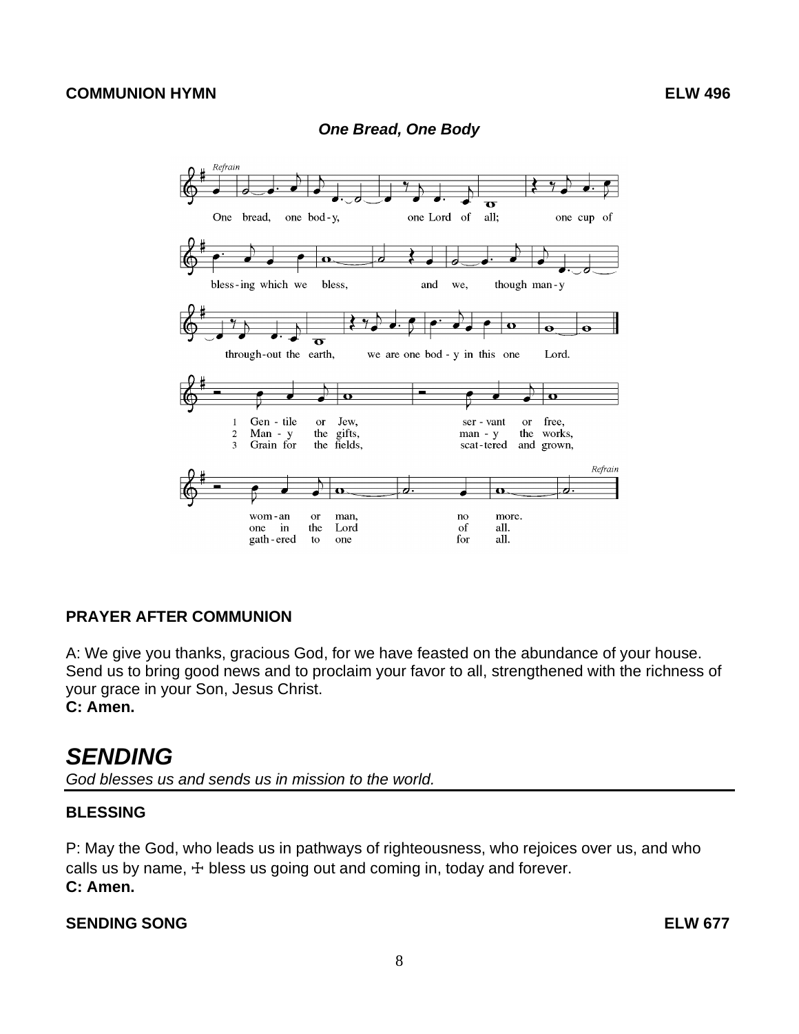**COMMUNION HYMN** **ELW 496**

***One Bread, One Body***

*Refrain*

One bread, one body, one Lord of all; one cup of blessing which we bless, and we, though many throughout the earth, we are one body in this one Lord.

1 Gentile or Jew, servant or free, woman or man, no more.
2 Many the gifts, many the works, one in the Lord of all.
3 Grain for the fields, scattered and grown, gathered to one for all.

*Refrain*

**PRAYER AFTER COMMUNION**

A: We give you thanks, gracious God, for we have feasted on the abundance of your house. Send us to bring good news and to proclaim your favor to all, strengthened with the richness of your grace in your Son, Jesus Christ.
**C: Amen.**

# *SENDING*

*God blesses us and sends us in mission to the world.*

**BLESSING**

P: May the God, who leads us in pathways of righteousness, who rejoices over us, and who calls us by name, ☩ bless us going out and coming in, today and forever.
**C: Amen.**

**SENDING SONG** **ELW 677**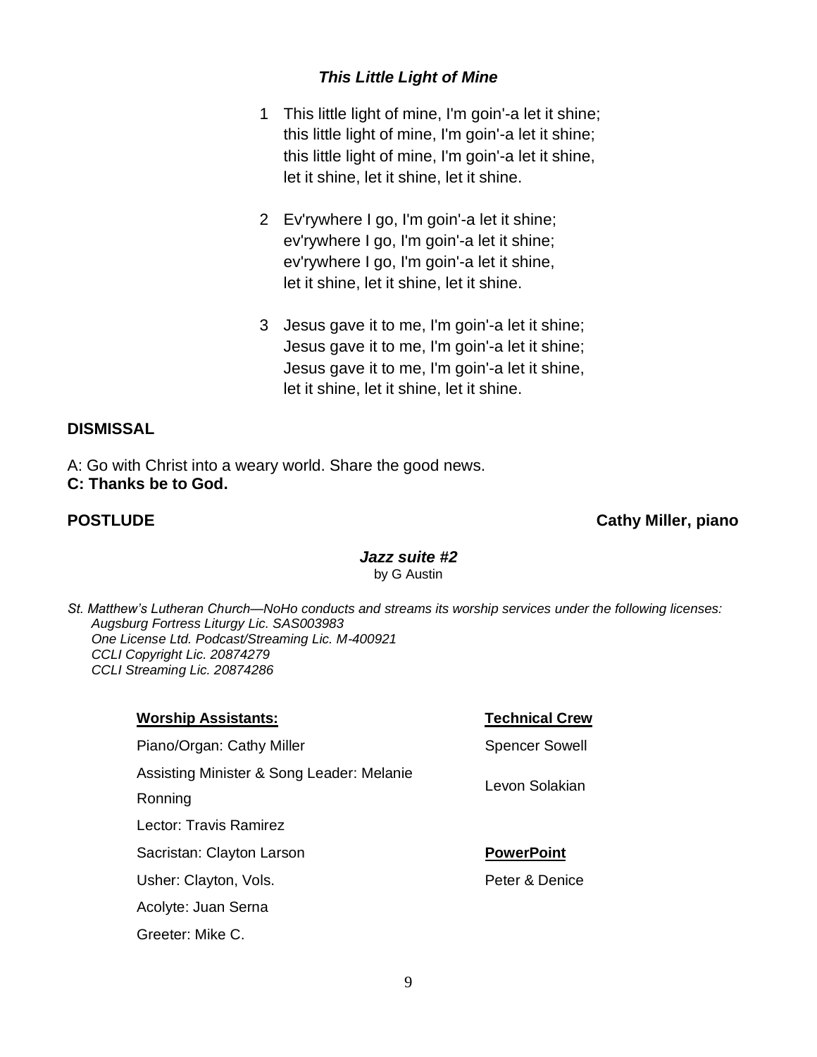***This Little Light of Mine***

1 This little light of mine, I'm goin'-a let it shine;
this little light of mine, I'm goin'-a let it shine;
this little light of mine, I'm goin'-a let it shine,
let it shine, let it shine, let it shine.

2 Ev'rywhere I go, I'm goin'-a let it shine;
ev'rywhere I go, I'm goin'-a let it shine;
ev'rywhere I go, I'm goin'-a let it shine,
let it shine, let it shine, let it shine.

3 Jesus gave it to me, I'm goin'-a let it shine;
Jesus gave it to me, I'm goin'-a let it shine;
Jesus gave it to me, I'm goin'-a let it shine,
let it shine, let it shine, let it shine.

**DISMISSAL**

A: Go with Christ into a weary world. Share the good news.
**C: Thanks be to God.**

**POSTLUDE** **Cathy Miller, piano**

***Jazz suite #2***
by G Austin

*St. Matthew's Lutheran Church—NoHo conducts and streams its worship services under the following licenses:*
*Augsburg Fortress Liturgy Lic. SAS003983*
*One License Ltd. Podcast/Streaming Lic. M-400921*
*CCLI Copyright Lic. 20874279*
*CCLI Streaming Lic. 20874286*

**Worship Assistants:**

Piano/Organ: Cathy Miller

Assisting Minister & Song Leader: Melanie Ronning

Lector: Travis Ramirez

Sacristan: Clayton Larson

Usher: Clayton, Vols.

Acolyte: Juan Serna

Greeter: Mike C.

**Technical Crew**

Spencer Sowell

Levon Solakian

**PowerPoint**

Peter & Denice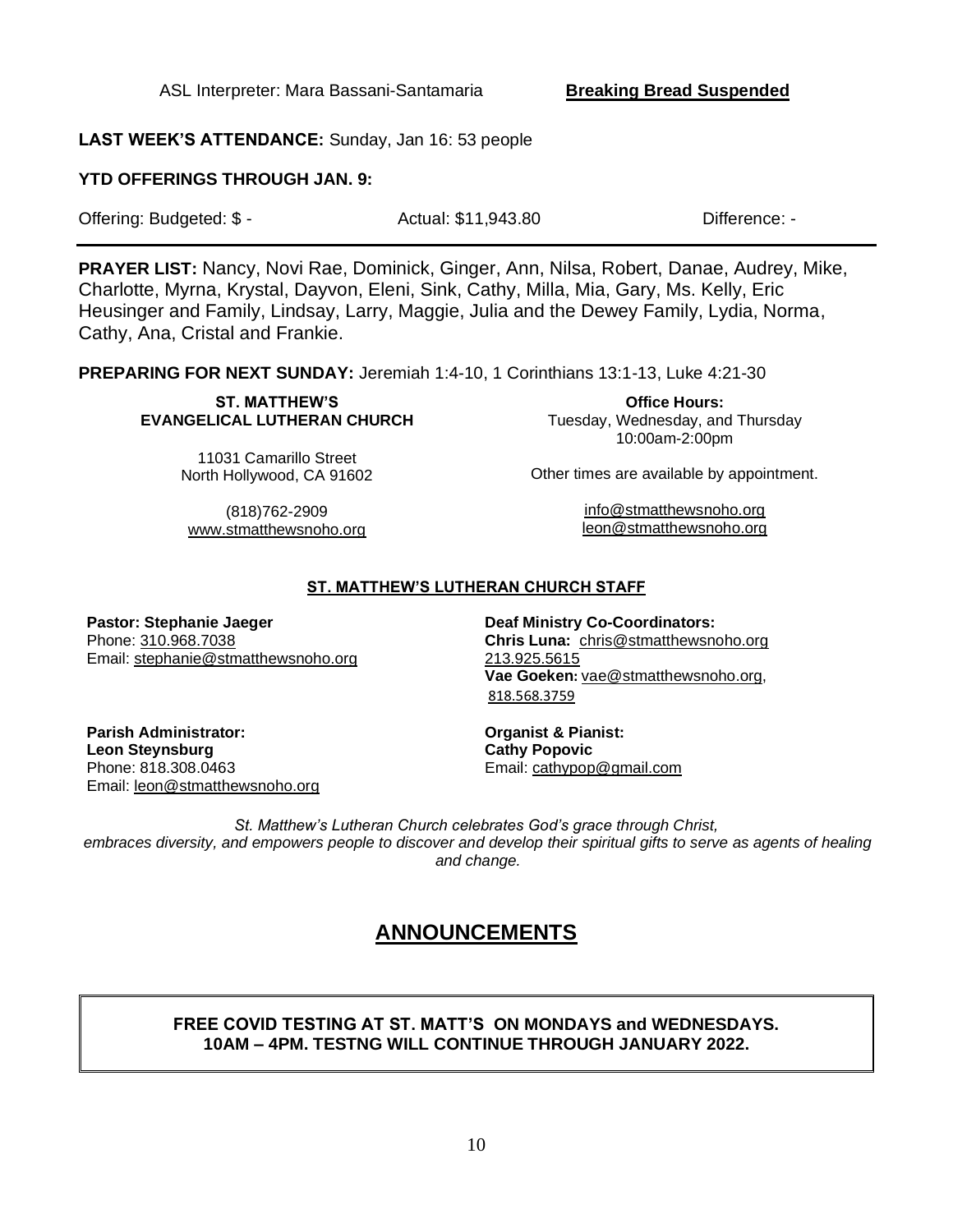ASL Interpreter: Mara Bassani-Santamaria **Breaking Bread Suspended**

**LAST WEEK'S ATTENDANCE:** Sunday, Jan 16: 53 people

**YTD OFFERINGS THROUGH JAN. 9:**

| Offering: Budgeted: $ - | Actual: $11,943.80 | Difference: - |
|---|---|---|

---

**PRAYER LIST:** Nancy, Novi Rae, Dominick, Ginger, Ann, Nilsa, Robert, Danae, Audrey, Mike, Charlotte, Myrna, Krystal, Dayvon, Eleni, Sink, Cathy, Milla, Mia, Gary, Ms. Kelly, Eric Heusinger and Family, Lindsay, Larry, Maggie, Julia and the Dewey Family, Lydia, Norma, Cathy, Ana, Cristal and Frankie.

**PREPARING FOR NEXT SUNDAY:** Jeremiah 1:4-10, 1 Corinthians 13:1-13, Luke 4:21-30

**ST. MATTHEW'S EVANGELICAL LUTHERAN CHURCH**

11031 Camarillo Street
North Hollywood, CA 91602

(818)762-2909
www.stmatthewsnoho.org

**Office Hours:**
Tuesday, Wednesday, and Thursday
10:00am-2:00pm

Other times are available by appointment.

info@stmatthewsnoho.org
leon@stmatthewsnoho.org

**ST. MATTHEW'S LUTHERAN CHURCH STAFF**

**Pastor: Stephanie Jaeger**
Phone: 310.968.7038
Email: stephanie@stmatthewsnoho.org

**Deaf Ministry Co-Coordinators:**
**Chris Luna:** chris@stmatthewsnoho.org
213.925.5615
**Vae Goeken:** vae@stmatthewsnoho.org,
818.568.3759

**Parish Administrator:**
**Leon Steynsburg**
Phone: 818.308.0463
Email: leon@stmatthewsnoho.org

**Organist & Pianist:**
**Cathy Popovic**
Email: cathypop@gmail.com

*St. Matthew's Lutheran Church celebrates God's grace through Christ, embraces diversity, and empowers people to discover and develop their spiritual gifts to serve as agents of healing and change.*

# ANNOUNCEMENTS

**FREE COVID TESTING AT ST. MATT'S ON MONDAYS and WEDNESDAYS. 10AM – 4PM. TESTNG WILL CONTINUE THROUGH JANUARY 2022.**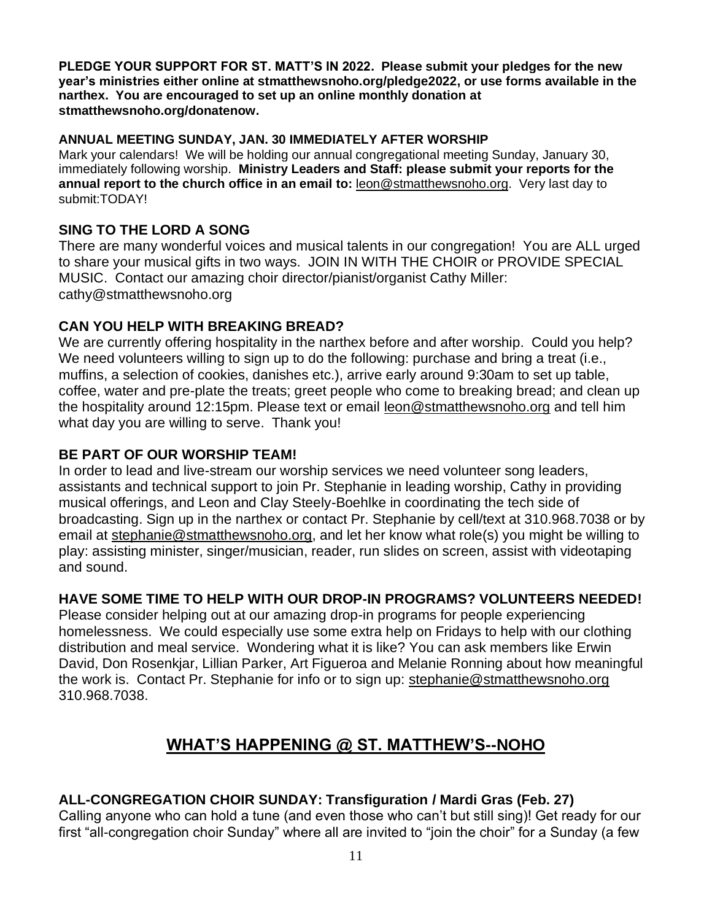**PLEDGE YOUR SUPPORT FOR ST. MATT'S IN 2022. Please submit your pledges for the new year's ministries either online at stmatthewsnoho.org/pledge2022, or use forms available in the narthex. You are encouraged to set up an online monthly donation at stmatthewsnoho.org/donatenow.**

**ANNUAL MEETING SUNDAY, JAN. 30 IMMEDIATELY AFTER WORSHIP**

Mark your calendars! We will be holding our annual congregational meeting Sunday, January 30, immediately following worship. **Ministry Leaders and Staff: please submit your reports for the annual report to the church office in an email to:** leon@stmatthewsnoho.org. Very last day to submit:TODAY!

**SING TO THE LORD A SONG**

There are many wonderful voices and musical talents in our congregation! You are ALL urged to share your musical gifts in two ways. JOIN IN WITH THE CHOIR or PROVIDE SPECIAL MUSIC. Contact our amazing choir director/pianist/organist Cathy Miller: cathy@stmatthewsnoho.org

**CAN YOU HELP WITH BREAKING BREAD?**

We are currently offering hospitality in the narthex before and after worship. Could you help? We need volunteers willing to sign up to do the following: purchase and bring a treat (i.e., muffins, a selection of cookies, danishes etc.), arrive early around 9:30am to set up table, coffee, water and pre-plate the treats; greet people who come to breaking bread; and clean up the hospitality around 12:15pm. Please text or email leon@stmatthewsnoho.org and tell him what day you are willing to serve. Thank you!

**BE PART OF OUR WORSHIP TEAM!**

In order to lead and live-stream our worship services we need volunteer song leaders, assistants and technical support to join Pr. Stephanie in leading worship, Cathy in providing musical offerings, and Leon and Clay Steely-Boehlke in coordinating the tech side of broadcasting. Sign up in the narthex or contact Pr. Stephanie by cell/text at 310.968.7038 or by email at stephanie@stmatthewsnoho.org, and let her know what role(s) you might be willing to play: assisting minister, singer/musician, reader, run slides on screen, assist with videotaping and sound.

**HAVE SOME TIME TO HELP WITH OUR DROP-IN PROGRAMS? VOLUNTEERS NEEDED!**

Please consider helping out at our amazing drop-in programs for people experiencing homelessness. We could especially use some extra help on Fridays to help with our clothing distribution and meal service. Wondering what it is like? You can ask members like Erwin David, Don Rosenkjar, Lillian Parker, Art Figueroa and Melanie Ronning about how meaningful the work is. Contact Pr. Stephanie for info or to sign up: stephanie@stmatthewsnoho.org 310.968.7038.

## WHAT'S HAPPENING @ ST. MATTHEW'S--NOHO

**ALL-CONGREGATION CHOIR SUNDAY: Transfiguration / Mardi Gras (Feb. 27)**

Calling anyone who can hold a tune (and even those who can't but still sing)! Get ready for our first "all-congregation choir Sunday" where all are invited to "join the choir" for a Sunday (a few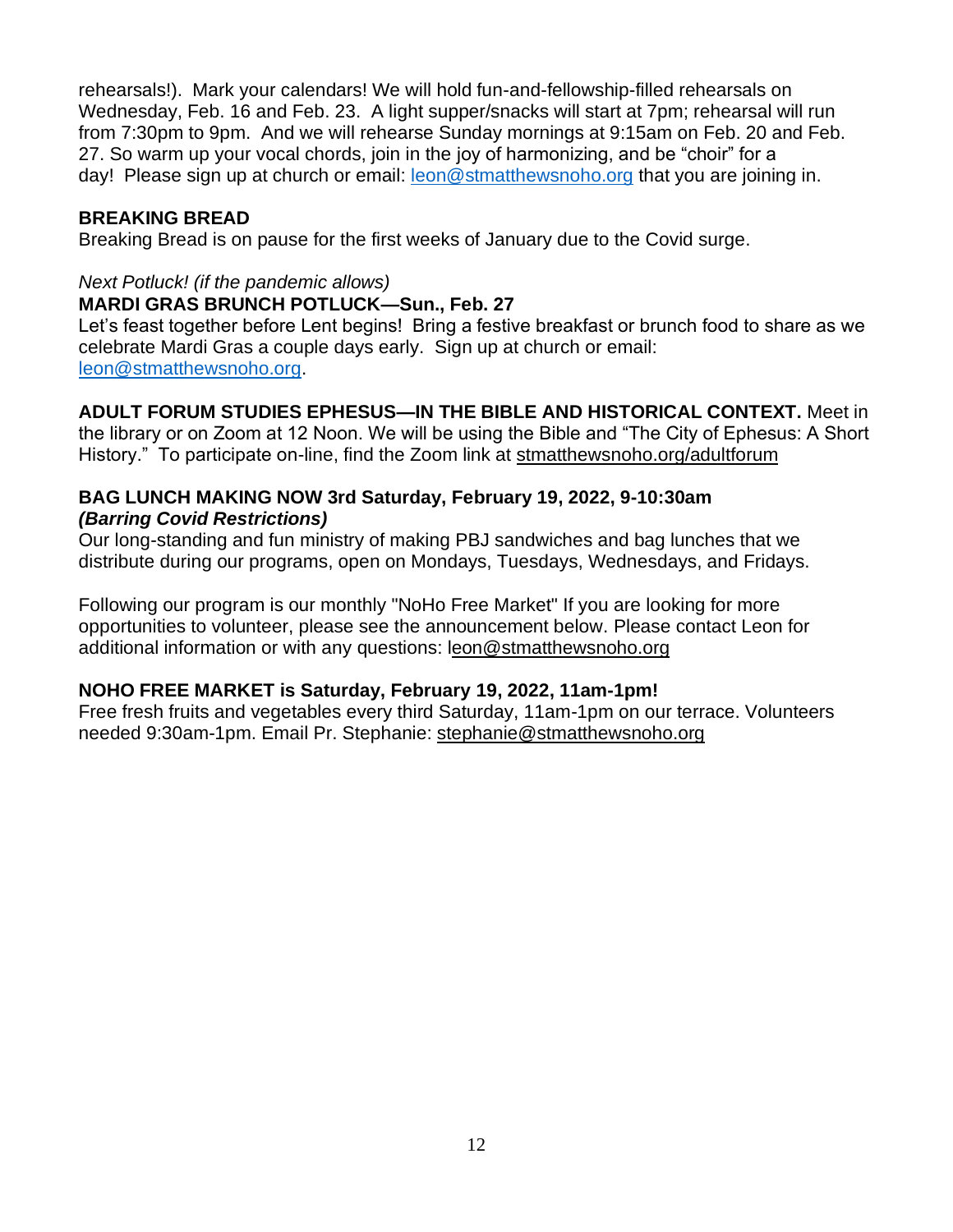rehearsals!). Mark your calendars! We will hold fun-and-fellowship-filled rehearsals on Wednesday, Feb. 16 and Feb. 23. A light supper/snacks will start at 7pm; rehearsal will run from 7:30pm to 9pm. And we will rehearse Sunday mornings at 9:15am on Feb. 20 and Feb. 27. So warm up your vocal chords, join in the joy of harmonizing, and be "choir" for a day! Please sign up at church or email: leon@stmatthewsnoho.org that you are joining in.

**BREAKING BREAD**

Breaking Bread is on pause for the first weeks of January due to the Covid surge.

*Next Potluck! (if the pandemic allows)*

**MARDI GRAS BRUNCH POTLUCK—Sun., Feb. 27**

Let's feast together before Lent begins! Bring a festive breakfast or brunch food to share as we celebrate Mardi Gras a couple days early. Sign up at church or email: leon@stmatthewsnoho.org.

**ADULT FORUM STUDIES EPHESUS—IN THE BIBLE AND HISTORICAL CONTEXT.** Meet in the library or on Zoom at 12 Noon. We will be using the Bible and "The City of Ephesus: A Short History." To participate on-line, find the Zoom link at stmatthewsnoho.org/adultforum

**BAG LUNCH MAKING NOW 3rd Saturday, February 19, 2022, 9-10:30am**
***(Barring Covid Restrictions)***

Our long-standing and fun ministry of making PBJ sandwiches and bag lunches that we distribute during our programs, open on Mondays, Tuesdays, Wednesdays, and Fridays.

Following our program is our monthly "NoHo Free Market" If you are looking for more opportunities to volunteer, please see the announcement below. Please contact Leon for additional information or with any questions: leon@stmatthewsnoho.org

**NOHO FREE MARKET is Saturday, February 19, 2022, 11am-1pm!**

Free fresh fruits and vegetables every third Saturday, 11am-1pm on our terrace. Volunteers needed 9:30am-1pm. Email Pr. Stephanie: stephanie@stmatthewsnoho.org